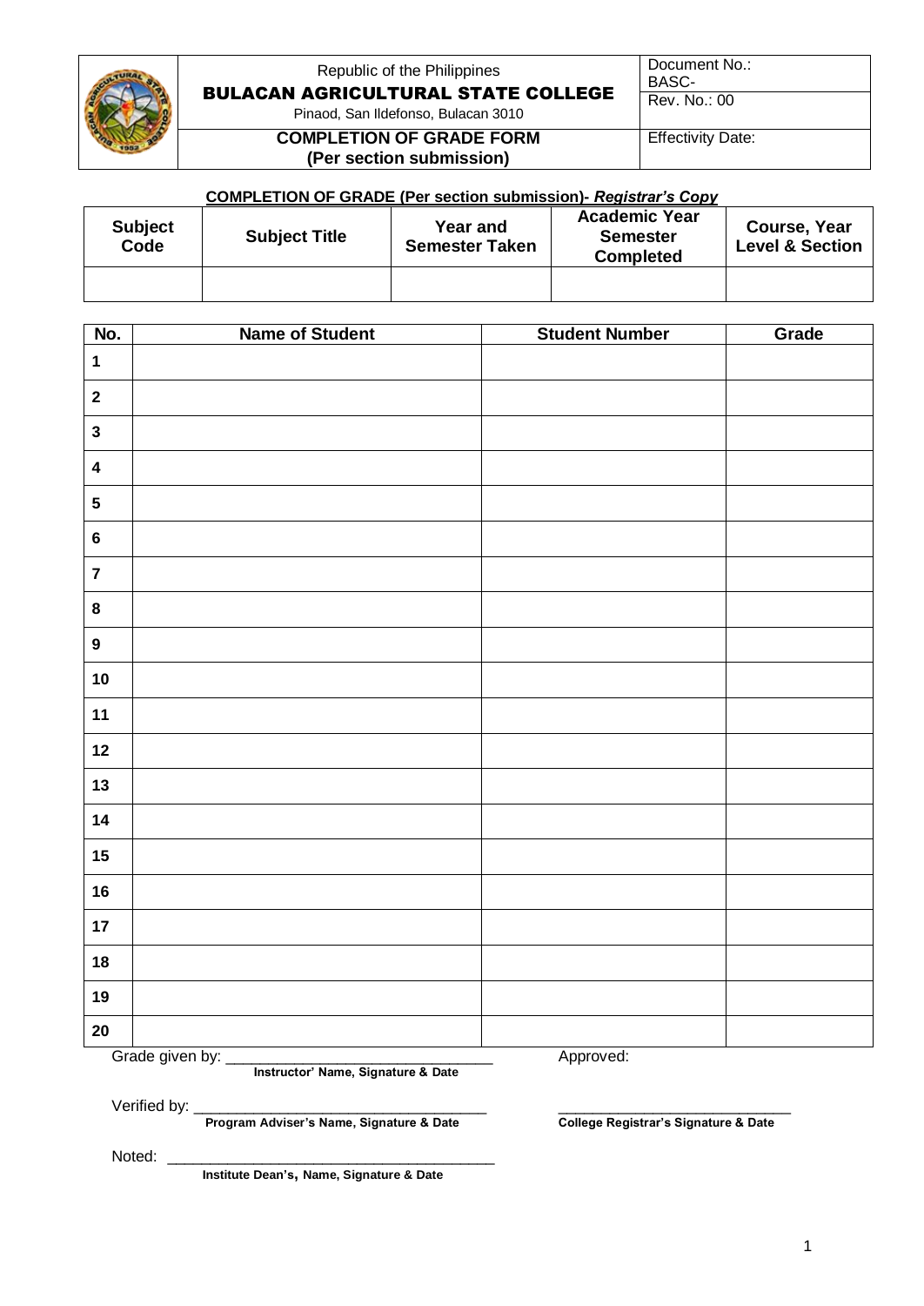| Republic of the Philippines<br>**BULACAN AGRICULTURAL STATE COLLEGE**<br>Pinaod, San Ildefonso, Bulacan 3010 | Document No.: BASC- |
|---|---|
| | Rev. No.: 00 |
| **COMPLETION OF GRADE FORM (Per section submission)** | Effectivity Date: |

**COMPLETION OF GRADE (Per section submission)- *Registrar's Copy***

| Subject Code | Subject Title | Year and Semester Taken | Academic Year Semester Completed | Course, Year Level & Section |
|---|---|---|---|---|
| | | | | |

| No. | Name of Student | Student Number | Grade |
|---|---|---|---|
| 1 | | | |
| 2 | | | |
| 3 | | | |
| 4 | | | |
| 5 | | | |
| 6 | | | |
| 7 | | | |
| 8 | | | |
| 9 | | | |
| 10 | | | |
| 11 | | | |
| 12 | | | |
| 13 | | | |
| 14 | | | |
| 15 | | | |
| 16 | | | |
| 17 | | | |
| 18 | | | |
| 19 | | | |
| 20 | | | |

Grade given by: ________________________________
**Instructor' Name, Signature & Date**

Approved:

Verified by: ___________________________________
**Program Adviser's Name, Signature & Date**

____________________________
**College Registrar's Signature & Date**

Noted: ________________________________________
**Institute Dean's, Name, Signature & Date**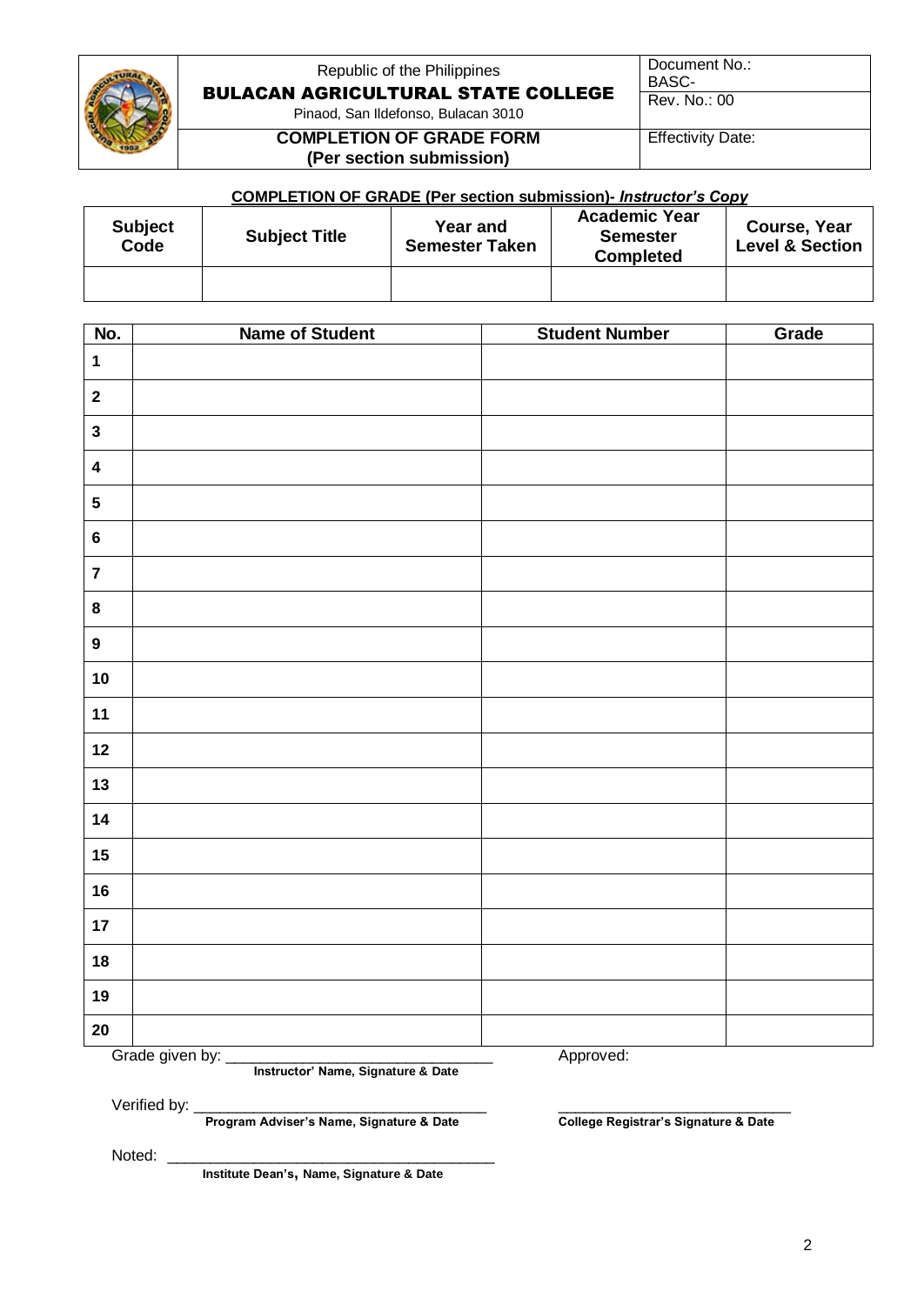| | Republic of the Philippines<br>**BULACAN AGRICULTURAL STATE COLLEGE**<br>Pinaod, San Ildefonso, Bulacan 3010 | Document No.: BASC-<br>Rev. No.: 00 |
|---|---|---|
| | **COMPLETION OF GRADE FORM**<br>**(Per section submission)** | Effectivity Date: |

**COMPLETION OF GRADE (Per section submission)- *Instructor's Copy***

| Subject Code | Subject Title | Year and Semester Taken | Academic Year Semester Completed | Course, Year Level & Section |
|---|---|---|---|---|
| | | | | |

| No. | Name of Student | Student Number | Grade |
|---|---|---|---|
| 1 | | | |
| 2 | | | |
| 3 | | | |
| 4 | | | |
| 5 | | | |
| 6 | | | |
| 7 | | | |
| 8 | | | |
| 9 | | | |
| 10 | | | |
| 11 | | | |
| 12 | | | |
| 13 | | | |
| 14 | | | |
| 15 | | | |
| 16 | | | |
| 17 | | | |
| 18 | | | |
| 19 | | | |
| 20 | | | |

Grade given by: ________________________________
**Instructor' Name, Signature & Date**

Approved:

Verified by: ___________________________________
**Program Adviser's Name, Signature & Date**

___________________________
**College Registrar's Signature & Date**

Noted: _______________________________________
**Institute Dean's, Name, Signature & Date**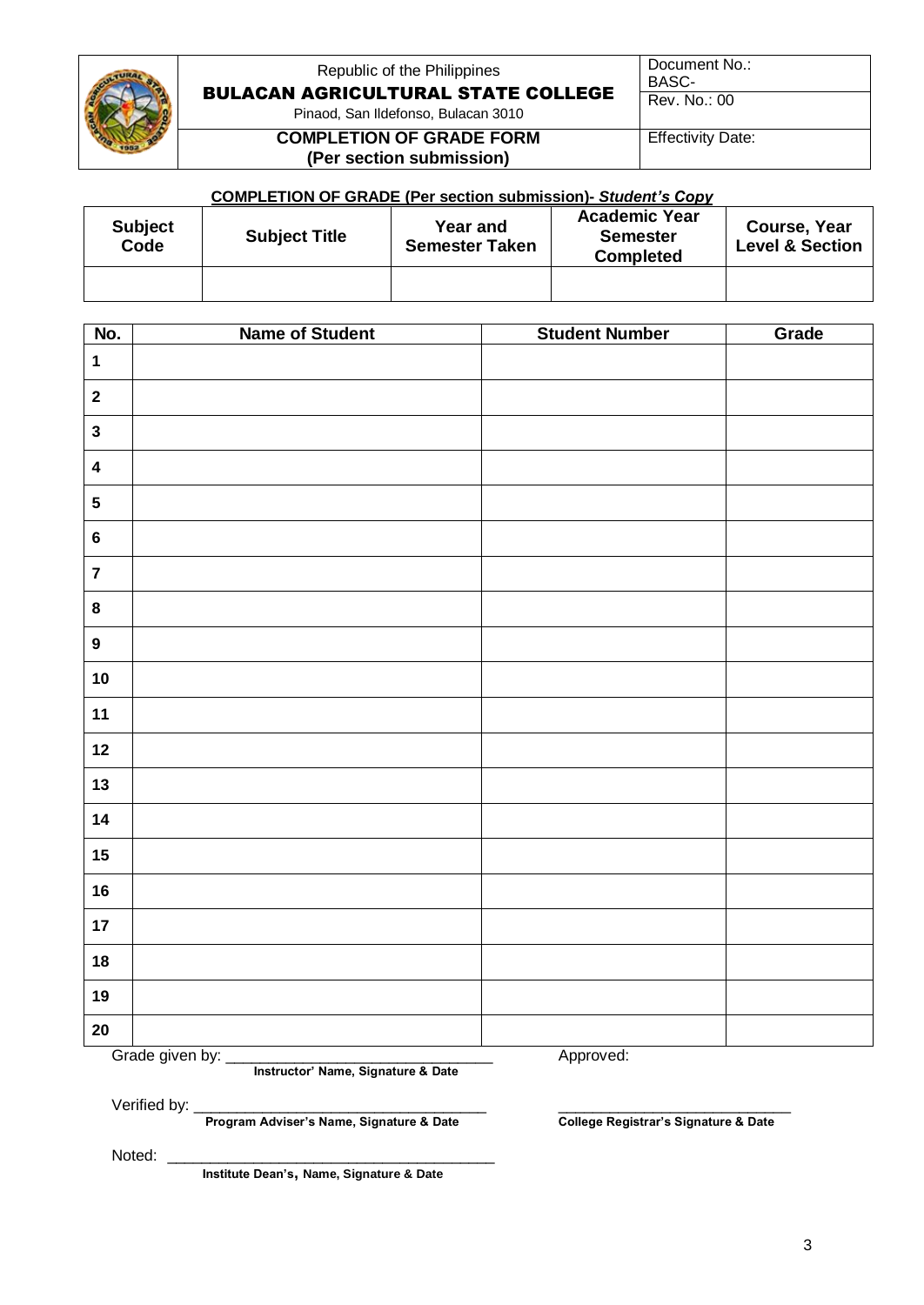| | Republic of the Philippines<br>**BULACAN AGRICULTURAL STATE COLLEGE**<br>Pinaod, San Ildefonso, Bulacan 3010 | Document No.: BASC- |
|---|---|---|
| | | Rev. No.: 00 |
| | **COMPLETION OF GRADE FORM (Per section submission)** | Effectivity Date: |

**COMPLETION OF GRADE (Per section submission)- *Student's Copy***

| Subject Code | Subject Title | Year and Semester Taken | Academic Year Semester Completed | Course, Year Level & Section |
|---|---|---|---|---|
| | | | | |

| No. | Name of Student | Student Number | Grade |
|---|---|---|---|
| 1 | | | |
| 2 | | | |
| 3 | | | |
| 4 | | | |
| 5 | | | |
| 6 | | | |
| 7 | | | |
| 8 | | | |
| 9 | | | |
| 10 | | | |
| 11 | | | |
| 12 | | | |
| 13 | | | |
| 14 | | | |
| 15 | | | |
| 16 | | | |
| 17 | | | |
| 18 | | | |
| 19 | | | |
| 20 | | | |

Grade given by: ________________________________
**Instructor' Name, Signature & Date**

Approved:

Verified by: ____________________________________
**Program Adviser's Name, Signature & Date**

____________________________
**College Registrar's Signature & Date**

Noted: ________________________________________
**Institute Dean's, Name, Signature & Date**